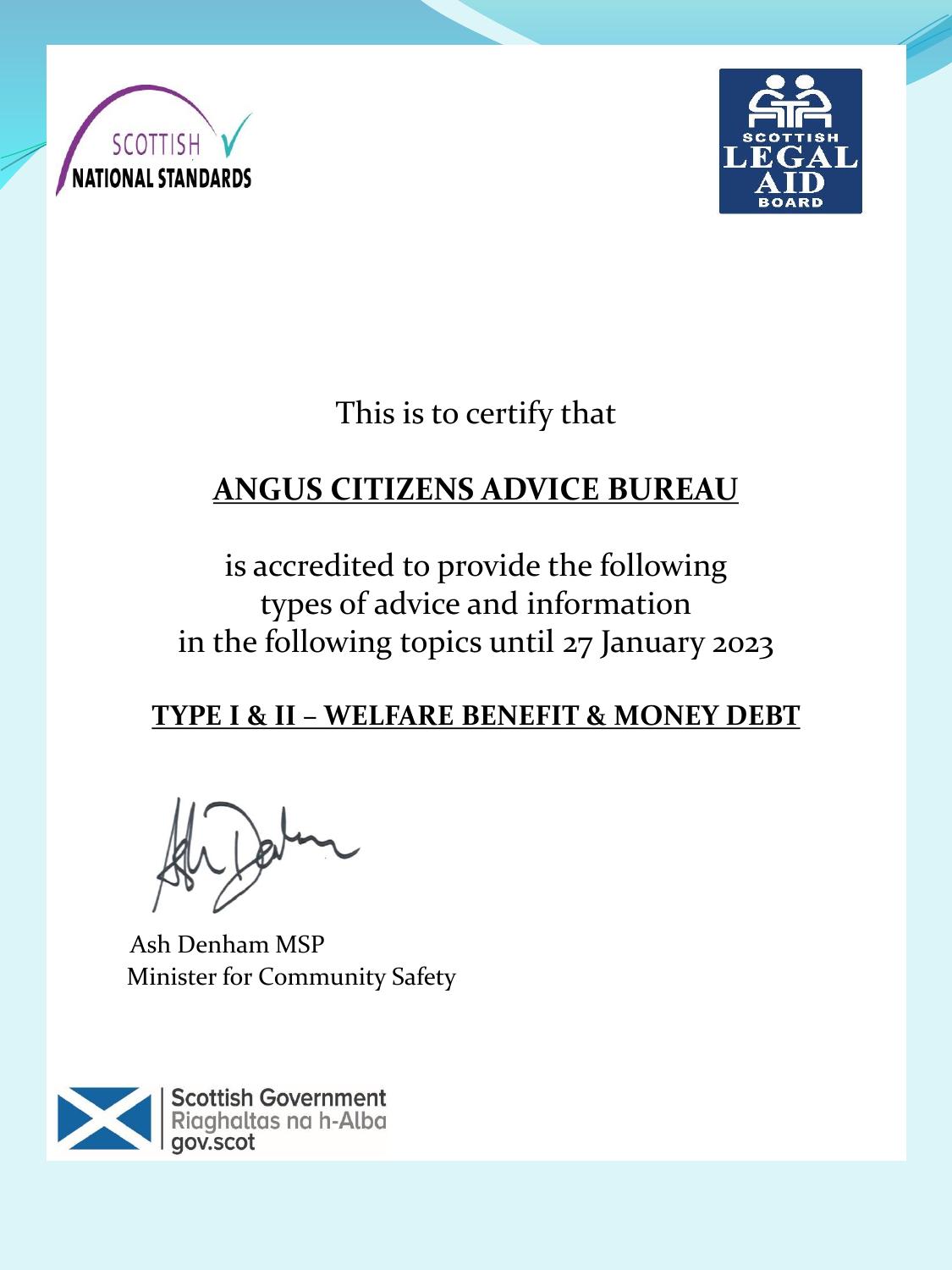SCOTTISH NATIONAL STANDARDS

SCOTTISH LEGAL AID BOARD

This is to certify that

**ANGUS CITIZENS ADVICE BUREAU**

is accredited to provide the following types of advice and information in the following topics until 27 January 2023

**TYPE I & II – WELFARE BENEFIT & MONEY DEBT**

Ash Denham MSP
Minister for Community Safety

Scottish Government
Riaghaltas na h-Alba
gov.scot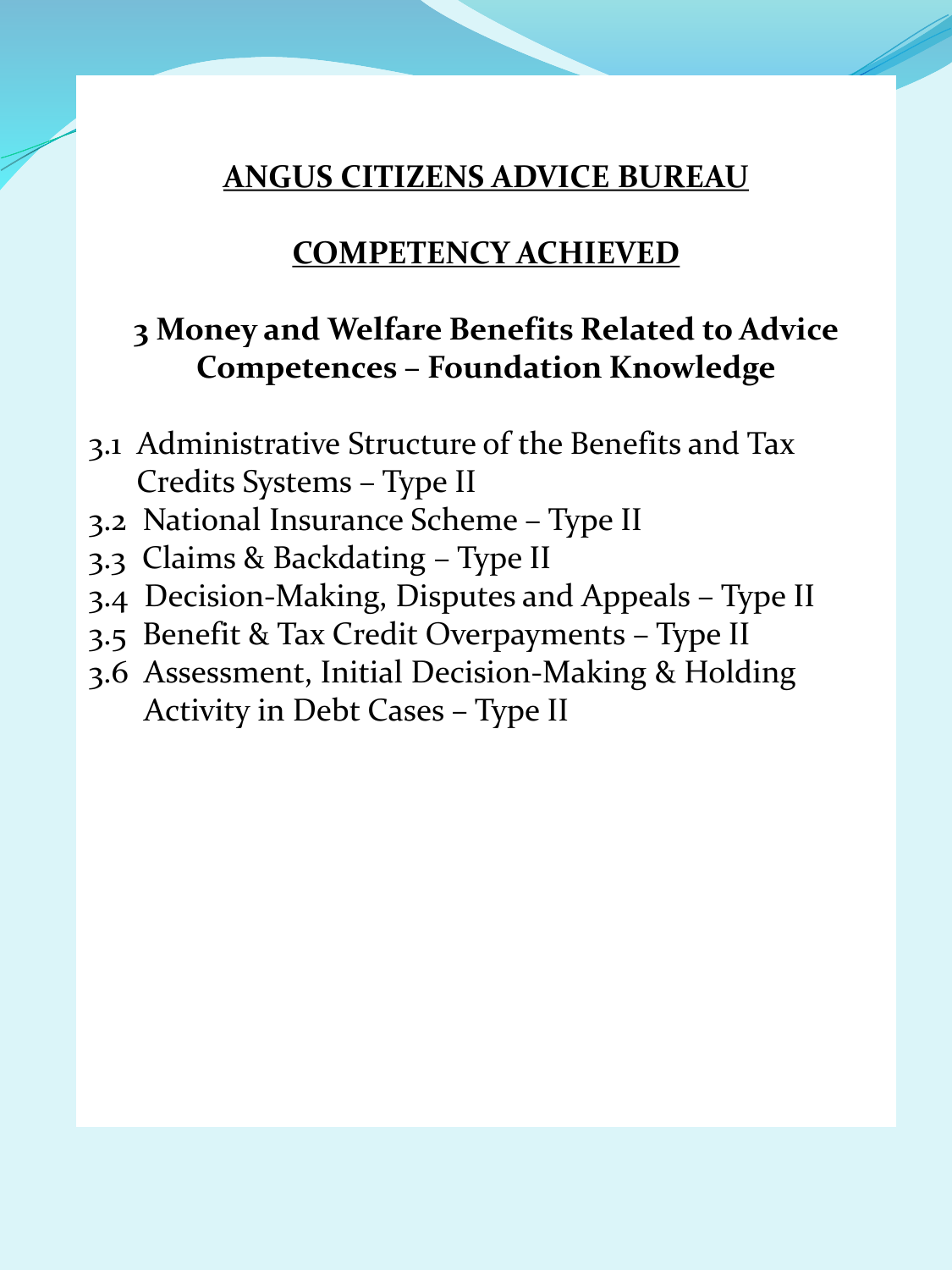# ANGUS CITIZENS ADVICE BUREAU

## COMPETENCY ACHIEVED

### 3 Money and Welfare Benefits Related to Advice Competences – Foundation Knowledge

3.1 Administrative Structure of the Benefits and Tax Credits Systems – Type II
3.2 National Insurance Scheme – Type II
3.3 Claims & Backdating – Type II
3.4 Decision-Making, Disputes and Appeals – Type II
3.5 Benefit & Tax Credit Overpayments – Type II
3.6 Assessment, Initial Decision-Making & Holding Activity in Debt Cases – Type II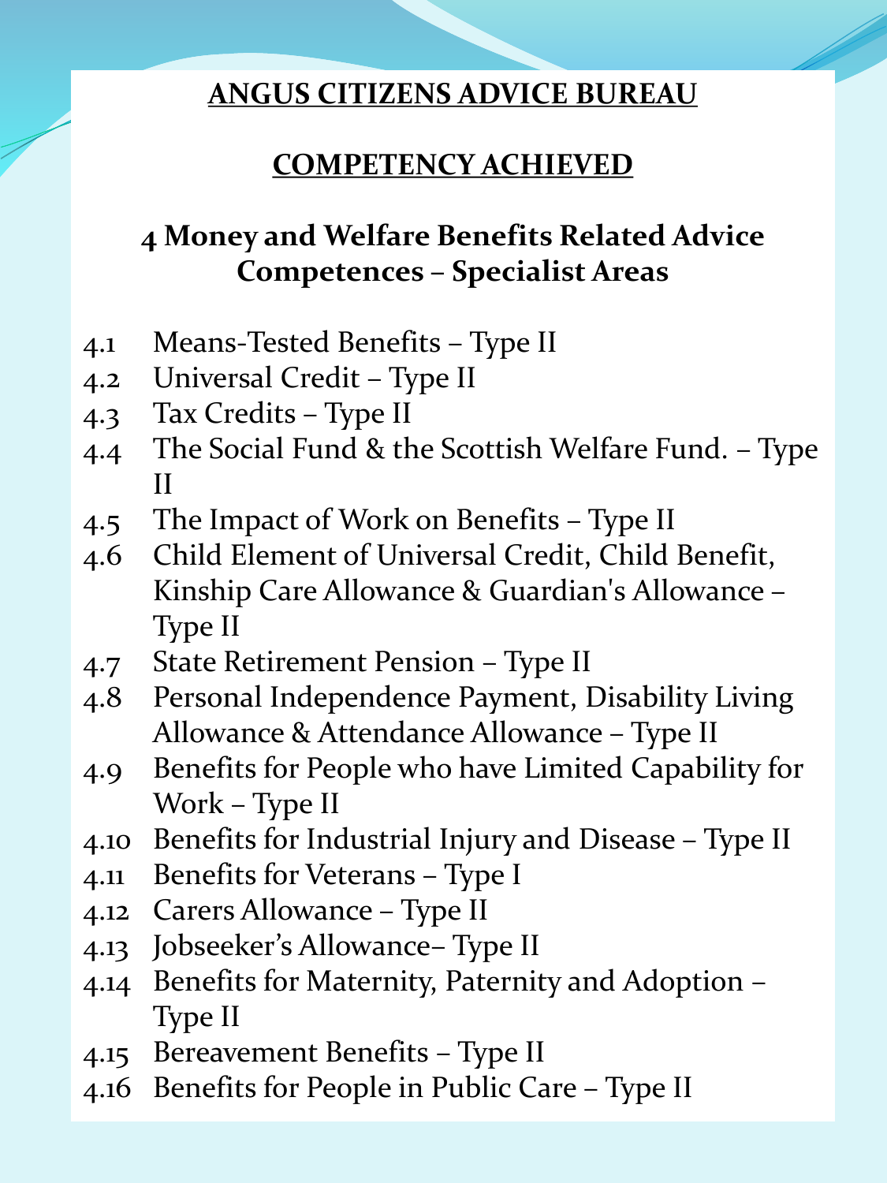**ANGUS CITIZENS ADVICE BUREAU**

**COMPETENCY ACHIEVED**

## 4 Money and Welfare Benefits Related Advice Competences – Specialist Areas

- 4.1 Means-Tested Benefits – Type II
- 4.2 Universal Credit – Type II
- 4.3 Tax Credits – Type II
- 4.4 The Social Fund & the Scottish Welfare Fund. – Type II
- 4.5 The Impact of Work on Benefits – Type II
- 4.6 Child Element of Universal Credit, Child Benefit, Kinship Care Allowance & Guardian's Allowance – Type II
- 4.7 State Retirement Pension – Type II
- 4.8 Personal Independence Payment, Disability Living Allowance & Attendance Allowance – Type II
- 4.9 Benefits for People who have Limited Capability for Work – Type II
- 4.10 Benefits for Industrial Injury and Disease – Type II
- 4.11 Benefits for Veterans – Type I
- 4.12 Carers Allowance – Type II
- 4.13 Jobseeker's Allowance– Type II
- 4.14 Benefits for Maternity, Paternity and Adoption – Type II
- 4.15 Bereavement Benefits – Type II
- 4.16 Benefits for People in Public Care – Type II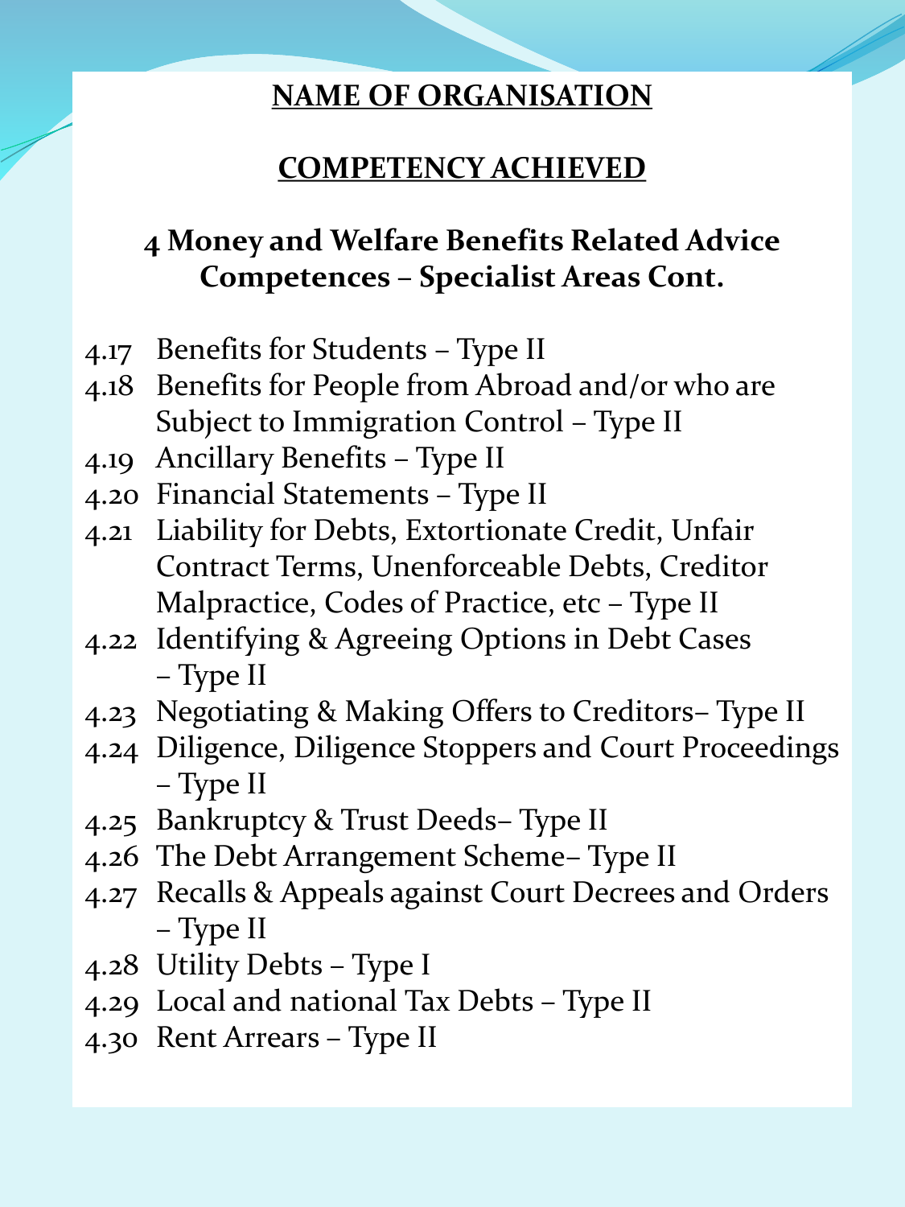**NAME OF ORGANISATION**

**COMPETENCY ACHIEVED**

## 4 Money and Welfare Benefits Related Advice Competences – Specialist Areas Cont.

- 4.17 Benefits for Students – Type II
- 4.18 Benefits for People from Abroad and/or who are Subject to Immigration Control – Type II
- 4.19 Ancillary Benefits – Type II
- 4.20 Financial Statements – Type II
- 4.21 Liability for Debts, Extortionate Credit, Unfair Contract Terms, Unenforceable Debts, Creditor Malpractice, Codes of Practice, etc – Type II
- 4.22 Identifying & Agreeing Options in Debt Cases – Type II
- 4.23 Negotiating & Making Offers to Creditors– Type II
- 4.24 Diligence, Diligence Stoppers and Court Proceedings – Type II
- 4.25 Bankruptcy & Trust Deeds– Type II
- 4.26 The Debt Arrangement Scheme– Type II
- 4.27 Recalls & Appeals against Court Decrees and Orders – Type II
- 4.28 Utility Debts – Type I
- 4.29 Local and national Tax Debts – Type II
- 4.30 Rent Arrears – Type II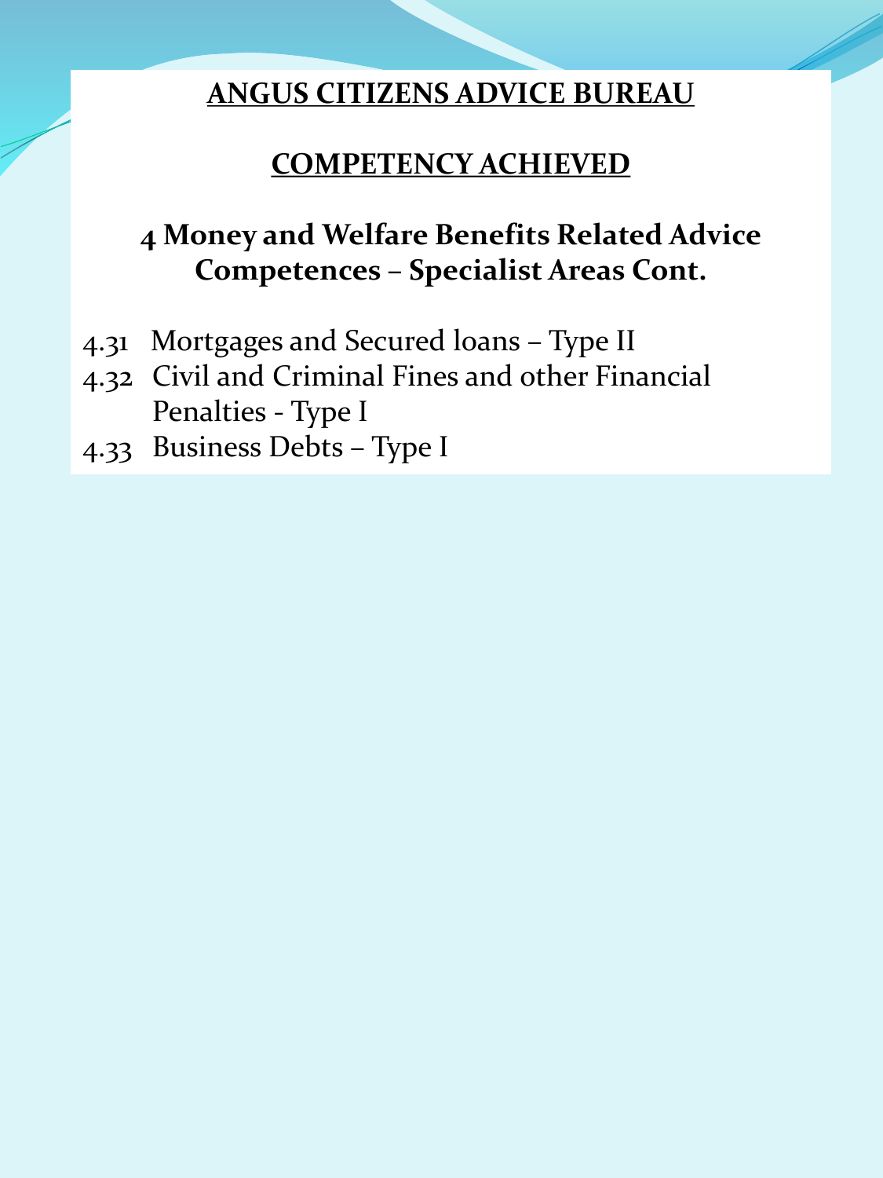# ANGUS CITIZENS ADVICE BUREAU

## COMPETENCY ACHIEVED

### 4 Money and Welfare Benefits Related Advice Competences – Specialist Areas Cont.

4.31 Mortgages and Secured loans – Type II
4.32 Civil and Criminal Fines and other Financial Penalties - Type I
4.33 Business Debts – Type I